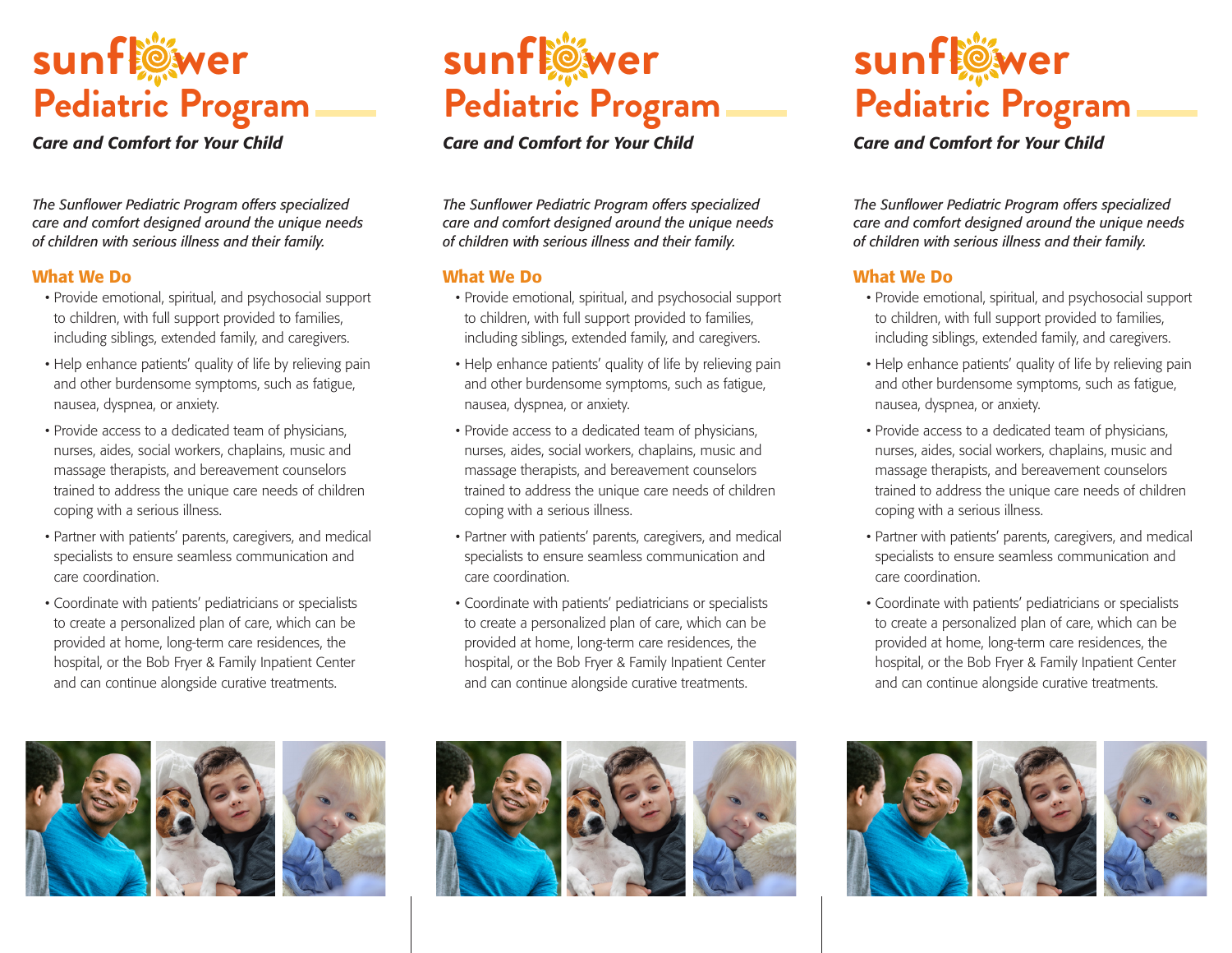# sunflower Pediatric Program

***Care and Comfort for Your Child***

*The Sunflower Pediatric Program offers specialized care and comfort designed around the unique needs of children with serious illness and their family.*

## What We Do

- Provide emotional, spiritual, and psychosocial support to children, with full support provided to families, including siblings, extended family, and caregivers.
- Help enhance patients' quality of life by relieving pain and other burdensome symptoms, such as fatigue, nausea, dyspnea, or anxiety.
- Provide access to a dedicated team of physicians, nurses, aides, social workers, chaplains, music and massage therapists, and bereavement counselors trained to address the unique care needs of children coping with a serious illness.
- Partner with patients' parents, caregivers, and medical specialists to ensure seamless communication and care coordination.
- Coordinate with patients' pediatricians or specialists to create a personalized plan of care, which can be provided at home, long-term care residences, the hospital, or the Bob Fryer & Family Inpatient Center and can continue alongside curative treatments.

# sunflower Pediatric Program

***Care and Comfort for Your Child***

*The Sunflower Pediatric Program offers specialized care and comfort designed around the unique needs of children with serious illness and their family.*

## What We Do

- Provide emotional, spiritual, and psychosocial support to children, with full support provided to families, including siblings, extended family, and caregivers.
- Help enhance patients' quality of life by relieving pain and other burdensome symptoms, such as fatigue, nausea, dyspnea, or anxiety.
- Provide access to a dedicated team of physicians, nurses, aides, social workers, chaplains, music and massage therapists, and bereavement counselors trained to address the unique care needs of children coping with a serious illness.
- Partner with patients' parents, caregivers, and medical specialists to ensure seamless communication and care coordination.
- Coordinate with patients' pediatricians or specialists to create a personalized plan of care, which can be provided at home, long-term care residences, the hospital, or the Bob Fryer & Family Inpatient Center and can continue alongside curative treatments.

# sunflower Pediatric Program

***Care and Comfort for Your Child***

*The Sunflower Pediatric Program offers specialized care and comfort designed around the unique needs of children with serious illness and their family.*

## What We Do

- Provide emotional, spiritual, and psychosocial support to children, with full support provided to families, including siblings, extended family, and caregivers.
- Help enhance patients' quality of life by relieving pain and other burdensome symptoms, such as fatigue, nausea, dyspnea, or anxiety.
- Provide access to a dedicated team of physicians, nurses, aides, social workers, chaplains, music and massage therapists, and bereavement counselors trained to address the unique care needs of children coping with a serious illness.
- Partner with patients' parents, caregivers, and medical specialists to ensure seamless communication and care coordination.
- Coordinate with patients' pediatricians or specialists to create a personalized plan of care, which can be provided at home, long-term care residences, the hospital, or the Bob Fryer & Family Inpatient Center and can continue alongside curative treatments.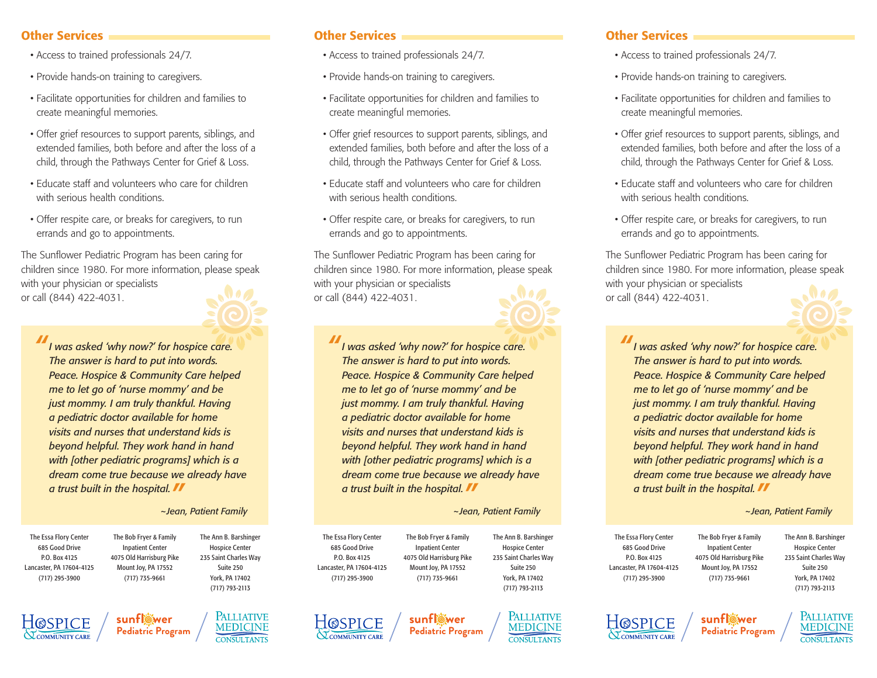## Other Services

- Access to trained professionals 24/7.
- Provide hands-on training to caregivers.
- Facilitate opportunities for children and families to create meaningful memories.
- Offer grief resources to support parents, siblings, and extended families, both before and after the loss of a child, through the Pathways Center for Grief & Loss.
- Educate staff and volunteers who care for children with serious health conditions.
- Offer respite care, or breaks for caregivers, to run errands and go to appointments.

The Sunflower Pediatric Program has been caring for children since 1980. For more information, please speak with your physician or specialists or call (844) 422-4031.

> *"I was asked 'why now?' for hospice care. The answer is hard to put into words. Peace. Hospice & Community Care helped me to let go of 'nurse mommy' and be just mommy. I am truly thankful. Having a pediatric doctor available for home visits and nurses that understand kids is beyond helpful. They work hand in hand with [other pediatric programs] which is a dream come true because we already have a trust built in the hospital."*
>
> *~Jean, Patient Family*

| | | |
|---|---|---|
| The Essa Flory Center<br>685 Good Drive<br>P.O. Box 4125<br>Lancaster, PA 17604-4125<br>(717) 295-3900 | The Bob Fryer & Family Inpatient Center<br>4075 Old Harrisburg Pike<br>Mount Joy, PA 17552<br>(717) 735-9661 | The Ann B. Barshinger Hospice Center<br>235 Saint Charles Way<br>Suite 250<br>York, PA 17402<br>(717) 793-2113 |

HOSPICE & COMMUNITY CARE / sunflower Pediatric Program / PALLIATIVE MEDICINE CONSULTANTS

## Other Services

- Access to trained professionals 24/7.
- Provide hands-on training to caregivers.
- Facilitate opportunities for children and families to create meaningful memories.
- Offer grief resources to support parents, siblings, and extended families, both before and after the loss of a child, through the Pathways Center for Grief & Loss.
- Educate staff and volunteers who care for children with serious health conditions.
- Offer respite care, or breaks for caregivers, to run errands and go to appointments.

The Sunflower Pediatric Program has been caring for children since 1980. For more information, please speak with your physician or specialists or call (844) 422-4031.

> *"I was asked 'why now?' for hospice care. The answer is hard to put into words. Peace. Hospice & Community Care helped me to let go of 'nurse mommy' and be just mommy. I am truly thankful. Having a pediatric doctor available for home visits and nurses that understand kids is beyond helpful. They work hand in hand with [other pediatric programs] which is a dream come true because we already have a trust built in the hospital."*
>
> *~Jean, Patient Family*

| | | |
|---|---|---|
| The Essa Flory Center<br>685 Good Drive<br>P.O. Box 4125<br>Lancaster, PA 17604-4125<br>(717) 295-3900 | The Bob Fryer & Family Inpatient Center<br>4075 Old Harrisburg Pike<br>Mount Joy, PA 17552<br>(717) 735-9661 | The Ann B. Barshinger Hospice Center<br>235 Saint Charles Way<br>Suite 250<br>York, PA 17402<br>(717) 793-2113 |

HOSPICE & COMMUNITY CARE / sunflower Pediatric Program / PALLIATIVE MEDICINE CONSULTANTS

## Other Services

- Access to trained professionals 24/7.
- Provide hands-on training to caregivers.
- Facilitate opportunities for children and families to create meaningful memories.
- Offer grief resources to support parents, siblings, and extended families, both before and after the loss of a child, through the Pathways Center for Grief & Loss.
- Educate staff and volunteers who care for children with serious health conditions.
- Offer respite care, or breaks for caregivers, to run errands and go to appointments.

The Sunflower Pediatric Program has been caring for children since 1980. For more information, please speak with your physician or specialists or call (844) 422-4031.

> *"I was asked 'why now?' for hospice care. The answer is hard to put into words. Peace. Hospice & Community Care helped me to let go of 'nurse mommy' and be just mommy. I am truly thankful. Having a pediatric doctor available for home visits and nurses that understand kids is beyond helpful. They work hand in hand with [other pediatric programs] which is a dream come true because we already have a trust built in the hospital."*
>
> *~Jean, Patient Family*

| | | |
|---|---|---|
| The Essa Flory Center<br>685 Good Drive<br>P.O. Box 4125<br>Lancaster, PA 17604-4125<br>(717) 295-3900 | The Bob Fryer & Family Inpatient Center<br>4075 Old Harrisburg Pike<br>Mount Joy, PA 17552<br>(717) 735-9661 | The Ann B. Barshinger Hospice Center<br>235 Saint Charles Way<br>Suite 250<br>York, PA 17402<br>(717) 793-2113 |

HOSPICE & COMMUNITY CARE / sunflower Pediatric Program / PALLIATIVE MEDICINE CONSULTANTS